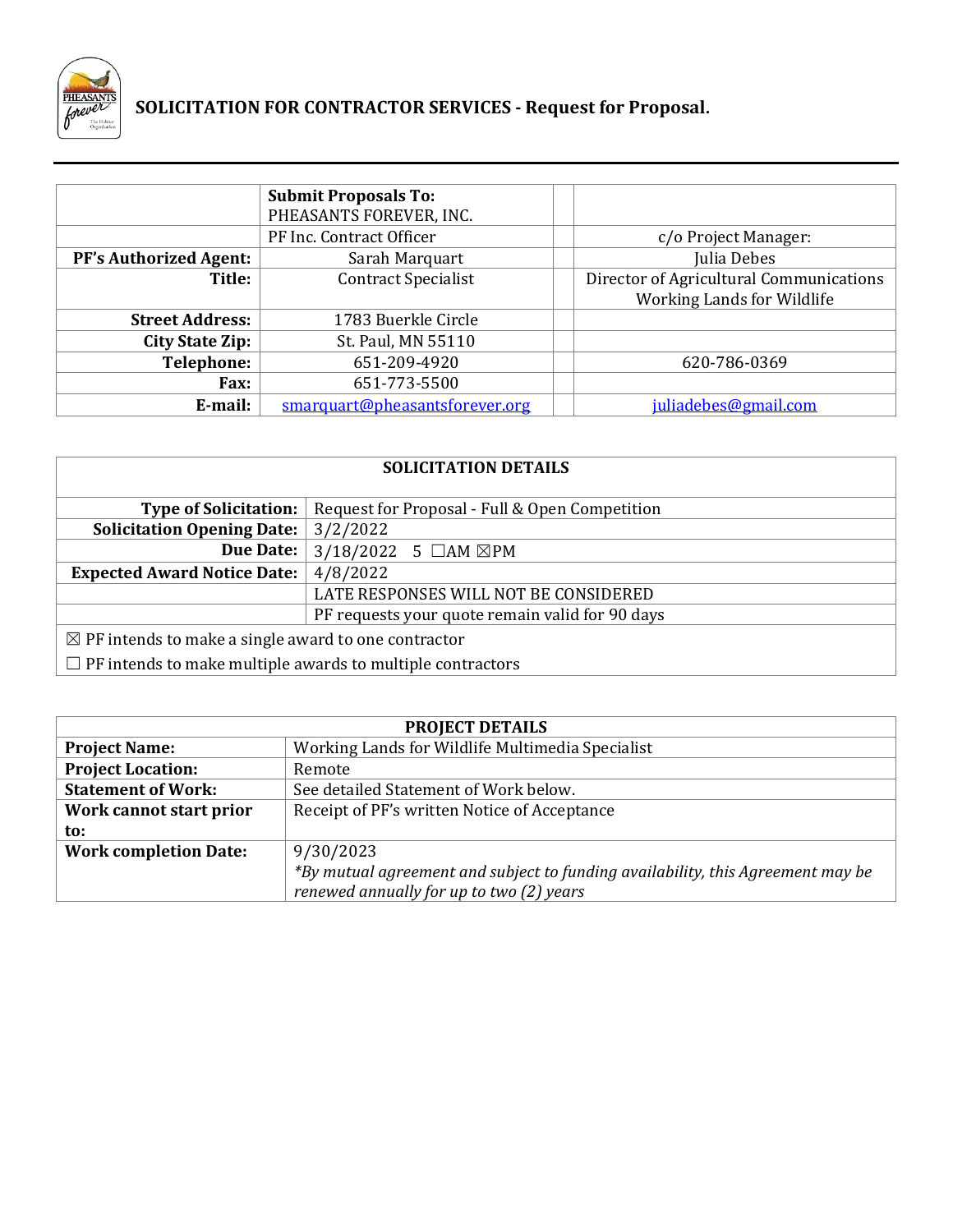# SOLICITATION FOR CONTRACTOR SERVICES - Request for Proposal.

| | **Submit Proposals To:** PHEASANTS FOREVER, INC. | | |
|---|---|---|---|
| | PF Inc. Contract Officer | | c/o Project Manager: |
| **PF's Authorized Agent:** | Sarah Marquart | | Julia Debes |
| **Title:** | Contract Specialist | | Director of Agricultural Communications Working Lands for Wildlife |
| **Street Address:** | 1783 Buerkle Circle | | |
| **City State Zip:** | St. Paul, MN 55110 | | |
| **Telephone:** | 651-209-4920 | | 620-786-0369 |
| **Fax:** | 651-773-5500 | | |
| **E-mail:** | smarquart@pheasantsforever.org | | juliadebes@gmail.com |

| **SOLICITATION DETAILS** | |
|---|---|
| **Type of Solicitation:** | Request for Proposal - Full & Open Competition |
| **Solicitation Opening Date:** | 3/2/2022 |
| **Due Date:** | 3/18/2022 5 ☐AM ☒PM |
| **Expected Award Notice Date:** | 4/8/2022 |
| | LATE RESPONSES WILL NOT BE CONSIDERED |
| | PF requests your quote remain valid for 90 days |

☒ PF intends to make a single award to one contractor

☐ PF intends to make multiple awards to multiple contractors

| **PROJECT DETAILS** | |
|---|---|
| **Project Name:** | Working Lands for Wildlife Multimedia Specialist |
| **Project Location:** | Remote |
| **Statement of Work:** | See detailed Statement of Work below. |
| **Work cannot start prior to:** | Receipt of PF's written Notice of Acceptance |
| **Work completion Date:** | 9/30/2023 *\*By mutual agreement and subject to funding availability, this Agreement may be renewed annually for up to two (2) years* |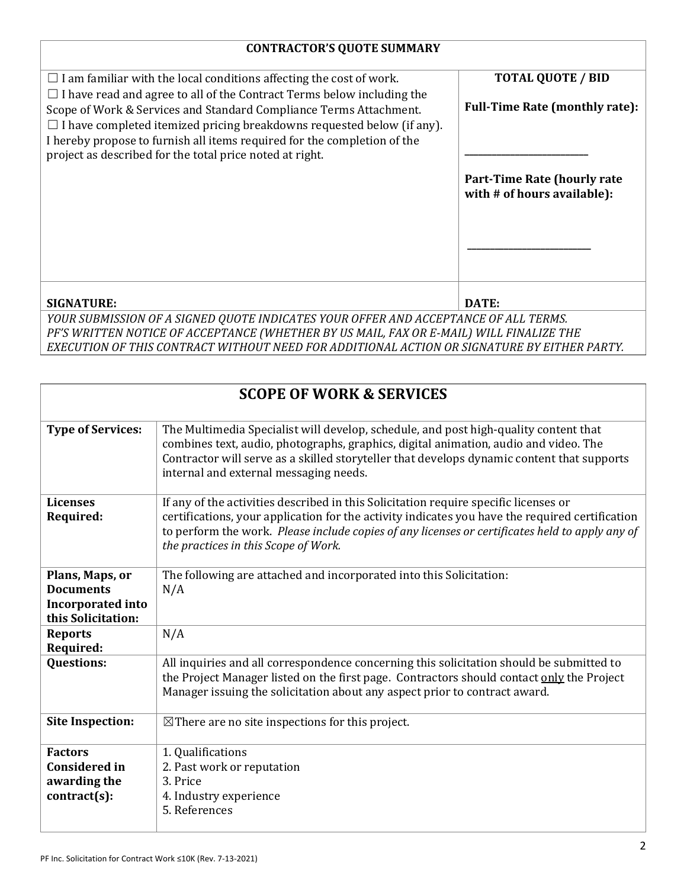## CONTRACTOR'S QUOTE SUMMARY

| | |
|---|---|
| ☐ I am familiar with the local conditions affecting the cost of work.<br>☐ I have read and agree to all of the Contract Terms below including the Scope of Work & Services and Standard Compliance Terms Attachment.<br>☐ I have completed itemized pricing breakdowns requested below (if any).<br>I hereby propose to furnish all items required for the completion of the project as described for the total price noted at right. | **TOTAL QUOTE / BID**<br><br>**Full-Time Rate (monthly rate):**<br><br>\_\_\_\_\_\_\_\_\_\_\_\_\_\_\_\_\_\_\_\_\_\_<br><br>**Part-Time Rate (hourly rate with # of hours available):**<br><br>\_\_\_\_\_\_\_\_\_\_\_\_\_\_\_\_\_\_\_\_\_\_ |
| **SIGNATURE:** | **DATE:** |

*YOUR SUBMISSION OF A SIGNED QUOTE INDICATES YOUR OFFER AND ACCEPTANCE OF ALL TERMS. PF'S WRITTEN NOTICE OF ACCEPTANCE (WHETHER BY US MAIL, FAX OR E-MAIL) WILL FINALIZE THE EXECUTION OF THIS CONTRACT WITHOUT NEED FOR ADDITIONAL ACTION OR SIGNATURE BY EITHER PARTY.*

## SCOPE OF WORK & SERVICES

| | |
|---|---|
| **Type of Services:** | The Multimedia Specialist will develop, schedule, and post high-quality content that combines text, audio, photographs, graphics, digital animation, audio and video. The Contractor will serve as a skilled storyteller that develops dynamic content that supports internal and external messaging needs. |
| **Licenses Required:** | If any of the activities described in this Solicitation require specific licenses or certifications, your application for the activity indicates you have the required certification to perform the work. *Please include copies of any licenses or certificates held to apply any of the practices in this Scope of Work.* |
| **Plans, Maps, or Documents Incorporated into this Solicitation:** | The following are attached and incorporated into this Solicitation:<br>N/A |
| **Reports Required:** | N/A |
| **Questions:** | All inquiries and all correspondence concerning this solicitation should be submitted to the Project Manager listed on the first page. Contractors should contact only the Project Manager issuing the solicitation about any aspect prior to contract award. |
| **Site Inspection:** | ☒There are no site inspections for this project. |
| **Factors Considered in awarding the contract(s):** | 1. Qualifications<br>2. Past work or reputation<br>3. Price<br>4. Industry experience<br>5. References |

PF Inc. Solicitation for Contract Work ≤10K (Rev. 7-13-2021)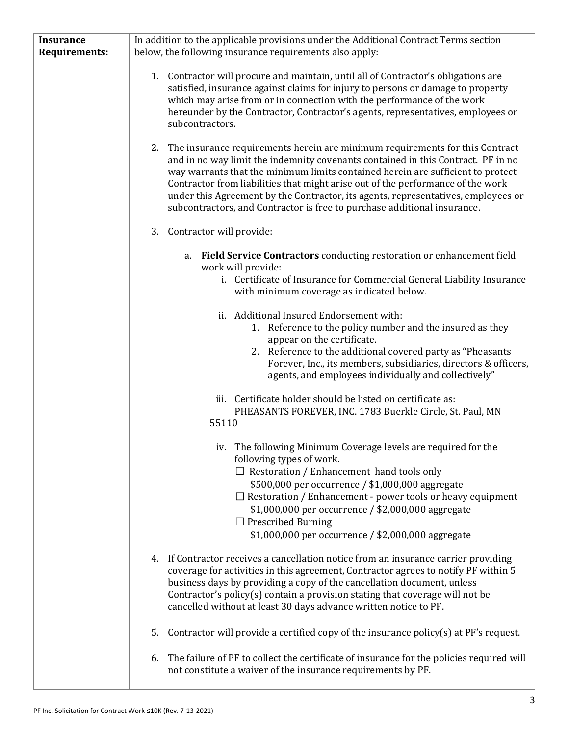| **Insurance Requirements:** | In addition to the applicable provisions under the Additional Contract Terms section below, the following insurance requirements also apply:<br><br>1. Contractor will procure and maintain, until all of Contractor's obligations are satisfied, insurance against claims for injury to persons or damage to property which may arise from or in connection with the performance of the work hereunder by the Contractor, Contractor's agents, representatives, employees or subcontractors.<br><br>2. The insurance requirements herein are minimum requirements for this Contract and in no way limit the indemnity covenants contained in this Contract. PF in no way warrants that the minimum limits contained herein are sufficient to protect Contractor from liabilities that might arise out of the performance of the work under this Agreement by the Contractor, its agents, representatives, employees or subcontractors, and Contractor is free to purchase additional insurance.<br><br>3. Contractor will provide:<br>&nbsp;&nbsp;a. **Field Service Contractors** conducting restoration or enhancement field work will provide:<br>&nbsp;&nbsp;&nbsp;&nbsp;i. Certificate of Insurance for Commercial General Liability Insurance with minimum coverage as indicated below.<br>&nbsp;&nbsp;&nbsp;&nbsp;ii. Additional Insured Endorsement with:<br>&nbsp;&nbsp;&nbsp;&nbsp;&nbsp;&nbsp;1. Reference to the policy number and the insured as they appear on the certificate.<br>&nbsp;&nbsp;&nbsp;&nbsp;&nbsp;&nbsp;2. Reference to the additional covered party as "Pheasants Forever, Inc., its members, subsidiaries, directors & officers, agents, and employees individually and collectively"<br>&nbsp;&nbsp;&nbsp;&nbsp;iii. Certificate holder should be listed on certificate as: PHEASANTS FOREVER, INC. 1783 Buerkle Circle, St. Paul, MN 55110<br>&nbsp;&nbsp;&nbsp;&nbsp;iv. The following Minimum Coverage levels are required for the following types of work.<br>&nbsp;&nbsp;&nbsp;&nbsp;&nbsp;&nbsp;☐ Restoration / Enhancement hand tools only<br>&nbsp;&nbsp;&nbsp;&nbsp;&nbsp;&nbsp;&nbsp;&nbsp;$500,000 per occurrence / $1,000,000 aggregate<br>&nbsp;&nbsp;&nbsp;&nbsp;&nbsp;&nbsp;☐ Restoration / Enhancement - power tools or heavy equipment<br>&nbsp;&nbsp;&nbsp;&nbsp;&nbsp;&nbsp;&nbsp;&nbsp;$1,000,000 per occurrence / $2,000,000 aggregate<br>&nbsp;&nbsp;&nbsp;&nbsp;&nbsp;&nbsp;☐ Prescribed Burning<br>&nbsp;&nbsp;&nbsp;&nbsp;&nbsp;&nbsp;&nbsp;&nbsp;$1,000,000 per occurrence / $2,000,000 aggregate<br><br>4. If Contractor receives a cancellation notice from an insurance carrier providing coverage for activities in this agreement, Contractor agrees to notify PF within 5 business days by providing a copy of the cancellation document, unless Contractor's policy(s) contain a provision stating that coverage will not be cancelled without at least 30 days advance written notice to PF.<br><br>5. Contractor will provide a certified copy of the insurance policy(s) at PF's request.<br><br>6. The failure of PF to collect the certificate of insurance for the policies required will not constitute a waiver of the insurance requirements by PF. |
|---|---|

PF Inc. Solicitation for Contract Work ≤10K (Rev. 7-13-2021)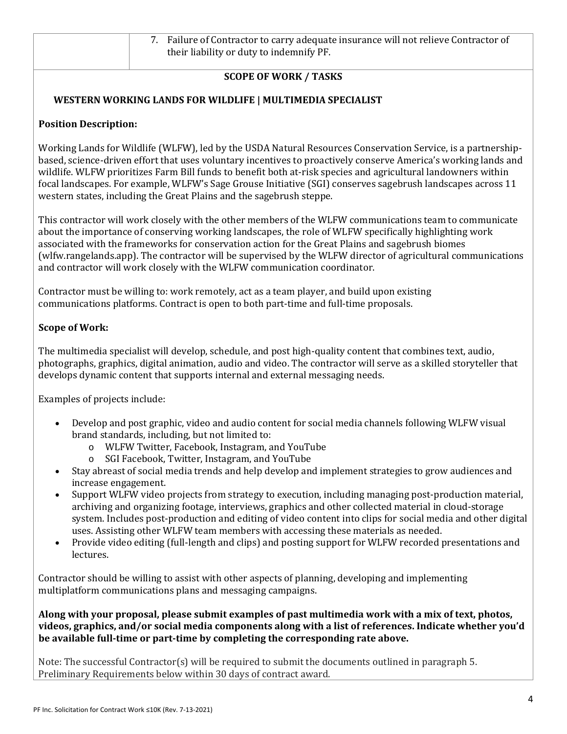| | 7. Failure of Contractor to carry adequate insurance will not relieve Contractor of their liability or duty to indemnify PF. |
|---|---|

## SCOPE OF WORK / TASKS

### WESTERN WORKING LANDS FOR WILDLIFE | MULTIMEDIA SPECIALIST

**Position Description:**

Working Lands for Wildlife (WLFW), led by the USDA Natural Resources Conservation Service, is a partnership-based, science-driven effort that uses voluntary incentives to proactively conserve America's working lands and wildlife. WLFW prioritizes Farm Bill funds to benefit both at-risk species and agricultural landowners within focal landscapes. For example, WLFW's Sage Grouse Initiative (SGI) conserves sagebrush landscapes across 11 western states, including the Great Plains and the sagebrush steppe.

This contractor will work closely with the other members of the WLFW communications team to communicate about the importance of conserving working landscapes, the role of WLFW specifically highlighting work associated with the frameworks for conservation action for the Great Plains and sagebrush biomes (wlfw.rangelands.app). The contractor will be supervised by the WLFW director of agricultural communications and contractor will work closely with the WLFW communication coordinator.

Contractor must be willing to: work remotely, act as a team player, and build upon existing communications platforms. Contract is open to both part-time and full-time proposals.

**Scope of Work:**

The multimedia specialist will develop, schedule, and post high-quality content that combines text, audio, photographs, graphics, digital animation, audio and video. The contractor will serve as a skilled storyteller that develops dynamic content that supports internal and external messaging needs.

Examples of projects include:

- Develop and post graphic, video and audio content for social media channels following WLFW visual brand standards, including, but not limited to:
  - WLFW Twitter, Facebook, Instagram, and YouTube
  - SGI Facebook, Twitter, Instagram, and YouTube
- Stay abreast of social media trends and help develop and implement strategies to grow audiences and increase engagement.
- Support WLFW video projects from strategy to execution, including managing post-production material, archiving and organizing footage, interviews, graphics and other collected material in cloud-storage system. Includes post-production and editing of video content into clips for social media and other digital uses. Assisting other WLFW team members with accessing these materials as needed.
- Provide video editing (full-length and clips) and posting support for WLFW recorded presentations and lectures.

Contractor should be willing to assist with other aspects of planning, developing and implementing multiplatform communications plans and messaging campaigns.

**Along with your proposal, please submit examples of past multimedia work with a mix of text, photos, videos, graphics, and/or social media components along with a list of references. Indicate whether you'd be available full-time or part-time by completing the corresponding rate above.**

Note: The successful Contractor(s) will be required to submit the documents outlined in paragraph 5. Preliminary Requirements below within 30 days of contract award.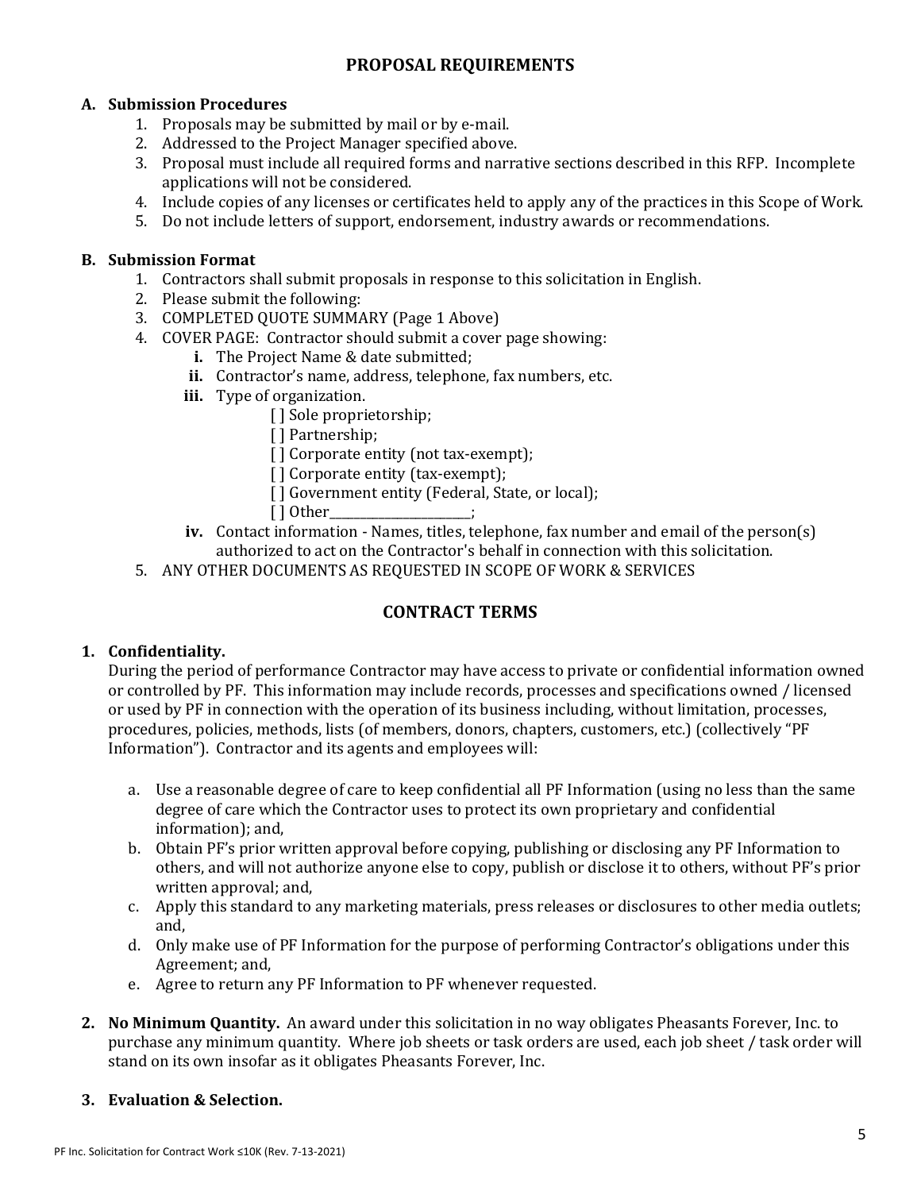## PROPOSAL REQUIREMENTS

### A. Submission Procedures

1. Proposals may be submitted by mail or by e-mail.
2. Addressed to the Project Manager specified above.
3. Proposal must include all required forms and narrative sections described in this RFP. Incomplete applications will not be considered.
4. Include copies of any licenses or certificates held to apply any of the practices in this Scope of Work.
5. Do not include letters of support, endorsement, industry awards or recommendations.

### B. Submission Format

1. Contractors shall submit proposals in response to this solicitation in English.
2. Please submit the following:
3. COMPLETED QUOTE SUMMARY (Page 1 Above)
4. COVER PAGE: Contractor should submit a cover page showing:
   - **i.** The Project Name & date submitted;
   - **ii.** Contractor's name, address, telephone, fax numbers, etc.
   - **iii.** Type of organization.
     - [ ] Sole proprietorship;
     - [ ] Partnership;
     - [ ] Corporate entity (not tax-exempt);
     - [ ] Corporate entity (tax-exempt);
     - [ ] Government entity (Federal, State, or local);
     - [ ] Other______________________;
   - **iv.** Contact information - Names, titles, telephone, fax number and email of the person(s) authorized to act on the Contractor's behalf in connection with this solicitation.
5. ANY OTHER DOCUMENTS AS REQUESTED IN SCOPE OF WORK & SERVICES

## CONTRACT TERMS

**1. Confidentiality.**

During the period of performance Contractor may have access to private or confidential information owned or controlled by PF. This information may include records, processes and specifications owned / licensed or used by PF in connection with the operation of its business including, without limitation, processes, procedures, policies, methods, lists (of members, donors, chapters, customers, etc.) (collectively "PF Information"). Contractor and its agents and employees will:

a. Use a reasonable degree of care to keep confidential all PF Information (using no less than the same degree of care which the Contractor uses to protect its own proprietary and confidential information); and,

b. Obtain PF's prior written approval before copying, publishing or disclosing any PF Information to others, and will not authorize anyone else to copy, publish or disclose it to others, without PF's prior written approval; and,

c. Apply this standard to any marketing materials, press releases or disclosures to other media outlets; and,

d. Only make use of PF Information for the purpose of performing Contractor's obligations under this Agreement; and,

e. Agree to return any PF Information to PF whenever requested.

**2. No Minimum Quantity.** An award under this solicitation in no way obligates Pheasants Forever, Inc. to purchase any minimum quantity. Where job sheets or task orders are used, each job sheet / task order will stand on its own insofar as it obligates Pheasants Forever, Inc.

**3. Evaluation & Selection.**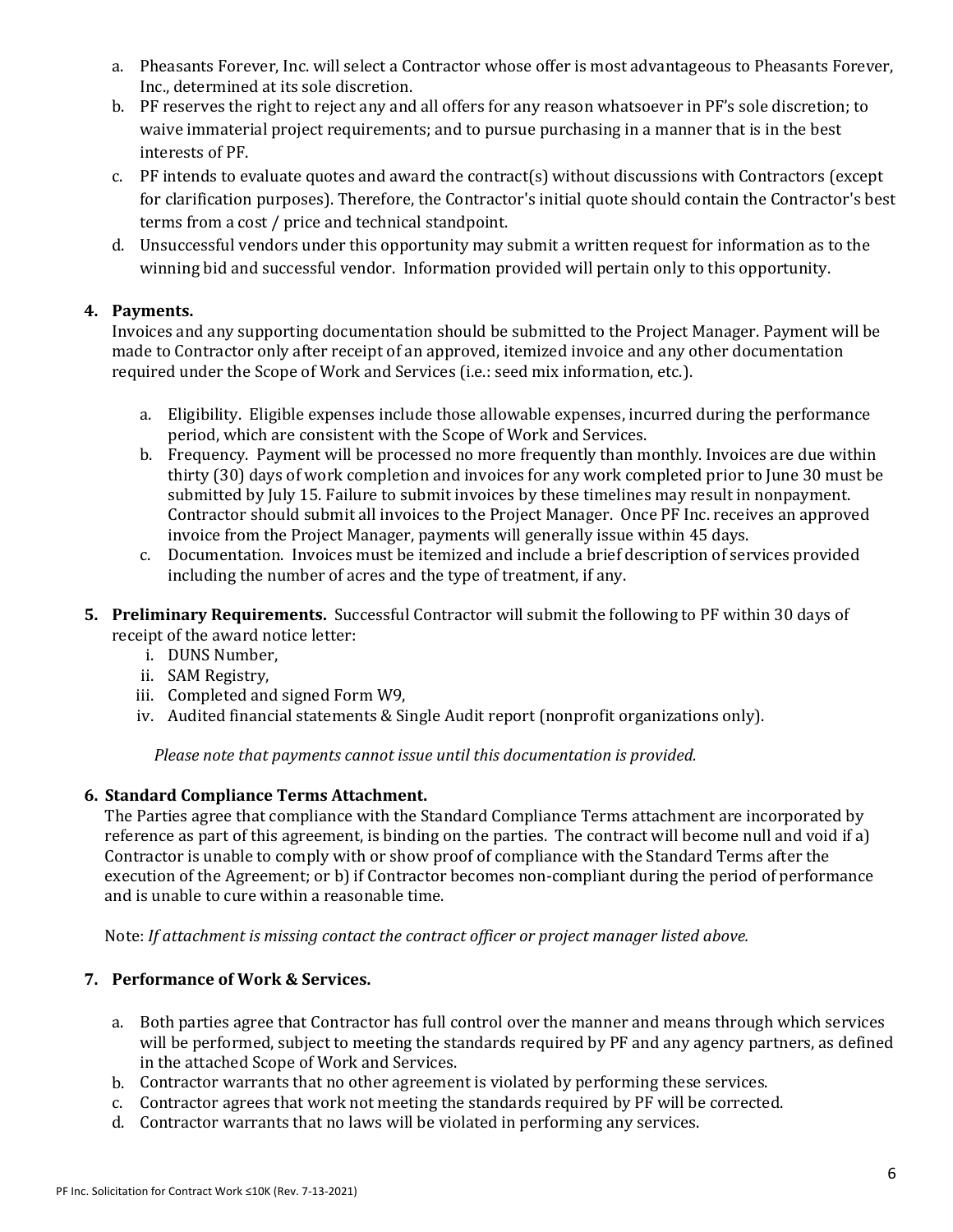a. Pheasants Forever, Inc. will select a Contractor whose offer is most advantageous to Pheasants Forever, Inc., determined at its sole discretion.
b. PF reserves the right to reject any and all offers for any reason whatsoever in PF's sole discretion; to waive immaterial project requirements; and to pursue purchasing in a manner that is in the best interests of PF.
c. PF intends to evaluate quotes and award the contract(s) without discussions with Contractors (except for clarification purposes). Therefore, the Contractor's initial quote should contain the Contractor's best terms from a cost / price and technical standpoint.
d. Unsuccessful vendors under this opportunity may submit a written request for information as to the winning bid and successful vendor. Information provided will pertain only to this opportunity.

**4. Payments.**

Invoices and any supporting documentation should be submitted to the Project Manager. Payment will be made to Contractor only after receipt of an approved, itemized invoice and any other documentation required under the Scope of Work and Services (i.e.: seed mix information, etc.).

a. Eligibility. Eligible expenses include those allowable expenses, incurred during the performance period, which are consistent with the Scope of Work and Services.
b. Frequency. Payment will be processed no more frequently than monthly. Invoices are due within thirty (30) days of work completion and invoices for any work completed prior to June 30 must be submitted by July 15. Failure to submit invoices by these timelines may result in nonpayment. Contractor should submit all invoices to the Project Manager. Once PF Inc. receives an approved invoice from the Project Manager, payments will generally issue within 45 days.
c. Documentation. Invoices must be itemized and include a brief description of services provided including the number of acres and the type of treatment, if any.

**5. Preliminary Requirements.** Successful Contractor will submit the following to PF within 30 days of receipt of the award notice letter:

i. DUNS Number,
ii. SAM Registry,
iii. Completed and signed Form W9,
iv. Audited financial statements & Single Audit report (nonprofit organizations only).

*Please note that payments cannot issue until this documentation is provided.*

**6. Standard Compliance Terms Attachment.**

The Parties agree that compliance with the Standard Compliance Terms attachment are incorporated by reference as part of this agreement, is binding on the parties. The contract will become null and void if a) Contractor is unable to comply with or show proof of compliance with the Standard Terms after the execution of the Agreement; or b) if Contractor becomes non-compliant during the period of performance and is unable to cure within a reasonable time.

Note: *If attachment is missing contact the contract officer or project manager listed above.*

**7. Performance of Work & Services.**

a. Both parties agree that Contractor has full control over the manner and means through which services will be performed, subject to meeting the standards required by PF and any agency partners, as defined in the attached Scope of Work and Services.
b. Contractor warrants that no other agreement is violated by performing these services.
c. Contractor agrees that work not meeting the standards required by PF will be corrected.
d. Contractor warrants that no laws will be violated in performing any services.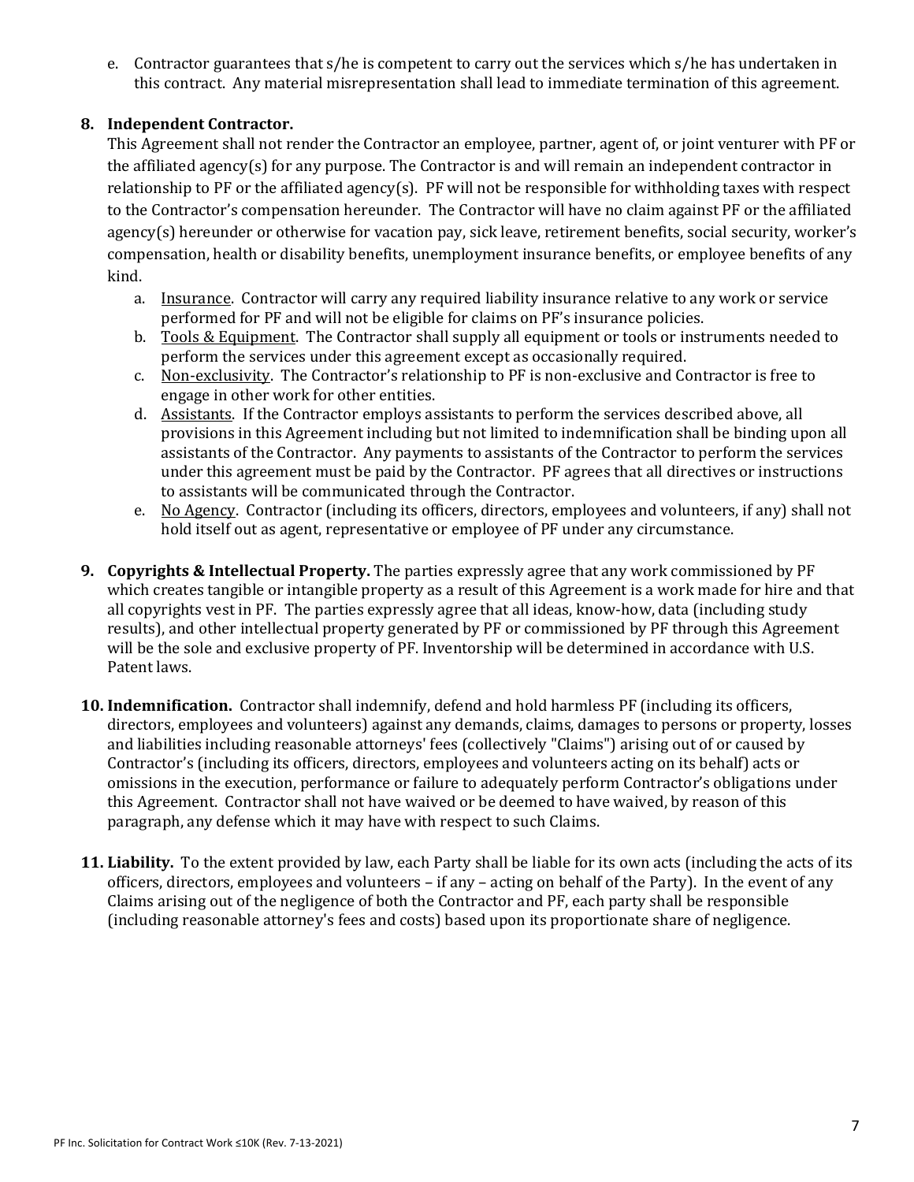e. Contractor guarantees that s/he is competent to carry out the services which s/he has undertaken in this contract. Any material misrepresentation shall lead to immediate termination of this agreement.

**8. Independent Contractor.**

This Agreement shall not render the Contractor an employee, partner, agent of, or joint venturer with PF or the affiliated agency(s) for any purpose. The Contractor is and will remain an independent contractor in relationship to PF or the affiliated agency(s). PF will not be responsible for withholding taxes with respect to the Contractor's compensation hereunder. The Contractor will have no claim against PF or the affiliated agency(s) hereunder or otherwise for vacation pay, sick leave, retirement benefits, social security, worker's compensation, health or disability benefits, unemployment insurance benefits, or employee benefits of any kind.

a. Insurance. Contractor will carry any required liability insurance relative to any work or service performed for PF and will not be eligible for claims on PF's insurance policies.

b. Tools & Equipment. The Contractor shall supply all equipment or tools or instruments needed to perform the services under this agreement except as occasionally required.

c. Non-exclusivity. The Contractor's relationship to PF is non-exclusive and Contractor is free to engage in other work for other entities.

d. Assistants. If the Contractor employs assistants to perform the services described above, all provisions in this Agreement including but not limited to indemnification shall be binding upon all assistants of the Contractor. Any payments to assistants of the Contractor to perform the services under this agreement must be paid by the Contractor. PF agrees that all directives or instructions to assistants will be communicated through the Contractor.

e. No Agency. Contractor (including its officers, directors, employees and volunteers, if any) shall not hold itself out as agent, representative or employee of PF under any circumstance.

**9. Copyrights & Intellectual Property.** The parties expressly agree that any work commissioned by PF which creates tangible or intangible property as a result of this Agreement is a work made for hire and that all copyrights vest in PF. The parties expressly agree that all ideas, know-how, data (including study results), and other intellectual property generated by PF or commissioned by PF through this Agreement will be the sole and exclusive property of PF. Inventorship will be determined in accordance with U.S. Patent laws.

**10. Indemnification.** Contractor shall indemnify, defend and hold harmless PF (including its officers, directors, employees and volunteers) against any demands, claims, damages to persons or property, losses and liabilities including reasonable attorneys' fees (collectively "Claims") arising out of or caused by Contractor's (including its officers, directors, employees and volunteers acting on its behalf) acts or omissions in the execution, performance or failure to adequately perform Contractor's obligations under this Agreement. Contractor shall not have waived or be deemed to have waived, by reason of this paragraph, any defense which it may have with respect to such Claims.

**11. Liability.** To the extent provided by law, each Party shall be liable for its own acts (including the acts of its officers, directors, employees and volunteers – if any – acting on behalf of the Party). In the event of any Claims arising out of the negligence of both the Contractor and PF, each party shall be responsible (including reasonable attorney's fees and costs) based upon its proportionate share of negligence.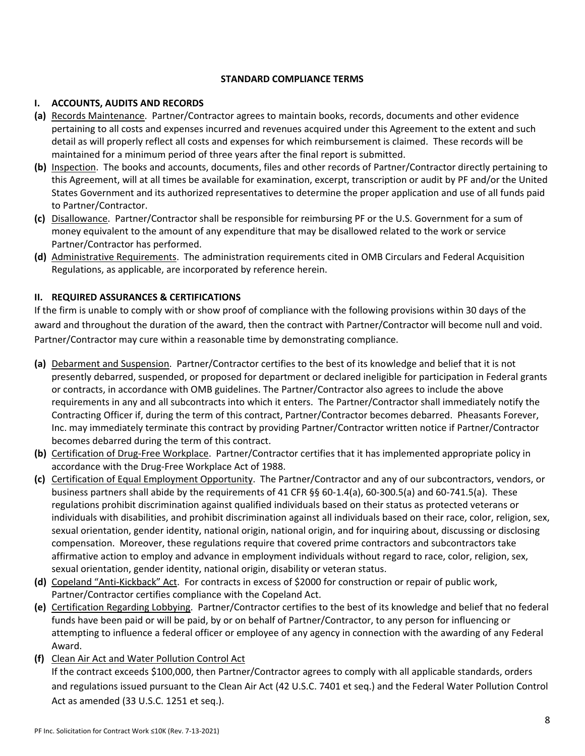## STANDARD COMPLIANCE TERMS

### I. ACCOUNTS, AUDITS AND RECORDS

**(a)** Records Maintenance. Partner/Contractor agrees to maintain books, records, documents and other evidence pertaining to all costs and expenses incurred and revenues acquired under this Agreement to the extent and such detail as will properly reflect all costs and expenses for which reimbursement is claimed. These records will be maintained for a minimum period of three years after the final report is submitted.

**(b)** Inspection. The books and accounts, documents, files and other records of Partner/Contractor directly pertaining to this Agreement, will at all times be available for examination, excerpt, transcription or audit by PF and/or the United States Government and its authorized representatives to determine the proper application and use of all funds paid to Partner/Contractor.

**(c)** Disallowance. Partner/Contractor shall be responsible for reimbursing PF or the U.S. Government for a sum of money equivalent to the amount of any expenditure that may be disallowed related to the work or service Partner/Contractor has performed.

**(d)** Administrative Requirements. The administration requirements cited in OMB Circulars and Federal Acquisition Regulations, as applicable, are incorporated by reference herein.

### II. REQUIRED ASSURANCES & CERTIFICATIONS

If the firm is unable to comply with or show proof of compliance with the following provisions within 30 days of the award and throughout the duration of the award, then the contract with Partner/Contractor will become null and void. Partner/Contractor may cure within a reasonable time by demonstrating compliance.

**(a)** Debarment and Suspension. Partner/Contractor certifies to the best of its knowledge and belief that it is not presently debarred, suspended, or proposed for department or declared ineligible for participation in Federal grants or contracts, in accordance with OMB guidelines. The Partner/Contractor also agrees to include the above requirements in any and all subcontracts into which it enters. The Partner/Contractor shall immediately notify the Contracting Officer if, during the term of this contract, Partner/Contractor becomes debarred. Pheasants Forever, Inc. may immediately terminate this contract by providing Partner/Contractor written notice if Partner/Contractor becomes debarred during the term of this contract.

**(b)** Certification of Drug-Free Workplace. Partner/Contractor certifies that it has implemented appropriate policy in accordance with the Drug-Free Workplace Act of 1988.

**(c)** Certification of Equal Employment Opportunity. The Partner/Contractor and any of our subcontractors, vendors, or business partners shall abide by the requirements of 41 CFR §§ 60-1.4(a), 60-300.5(a) and 60-741.5(a). These regulations prohibit discrimination against qualified individuals based on their status as protected veterans or individuals with disabilities, and prohibit discrimination against all individuals based on their race, color, religion, sex, sexual orientation, gender identity, national origin, national origin, and for inquiring about, discussing or disclosing compensation. Moreover, these regulations require that covered prime contractors and subcontractors take affirmative action to employ and advance in employment individuals without regard to race, color, religion, sex, sexual orientation, gender identity, national origin, disability or veteran status.

**(d)** Copeland "Anti-Kickback" Act. For contracts in excess of $2000 for construction or repair of public work, Partner/Contractor certifies compliance with the Copeland Act.

**(e)** Certification Regarding Lobbying. Partner/Contractor certifies to the best of its knowledge and belief that no federal funds have been paid or will be paid, by or on behalf of Partner/Contractor, to any person for influencing or attempting to influence a federal officer or employee of any agency in connection with the awarding of any Federal Award.

**(f)** Clean Air Act and Water Pollution Control Act
If the contract exceeds $100,000, then Partner/Contractor agrees to comply with all applicable standards, orders and regulations issued pursuant to the Clean Air Act (42 U.S.C. 7401 et seq.) and the Federal Water Pollution Control Act as amended (33 U.S.C. 1251 et seq.).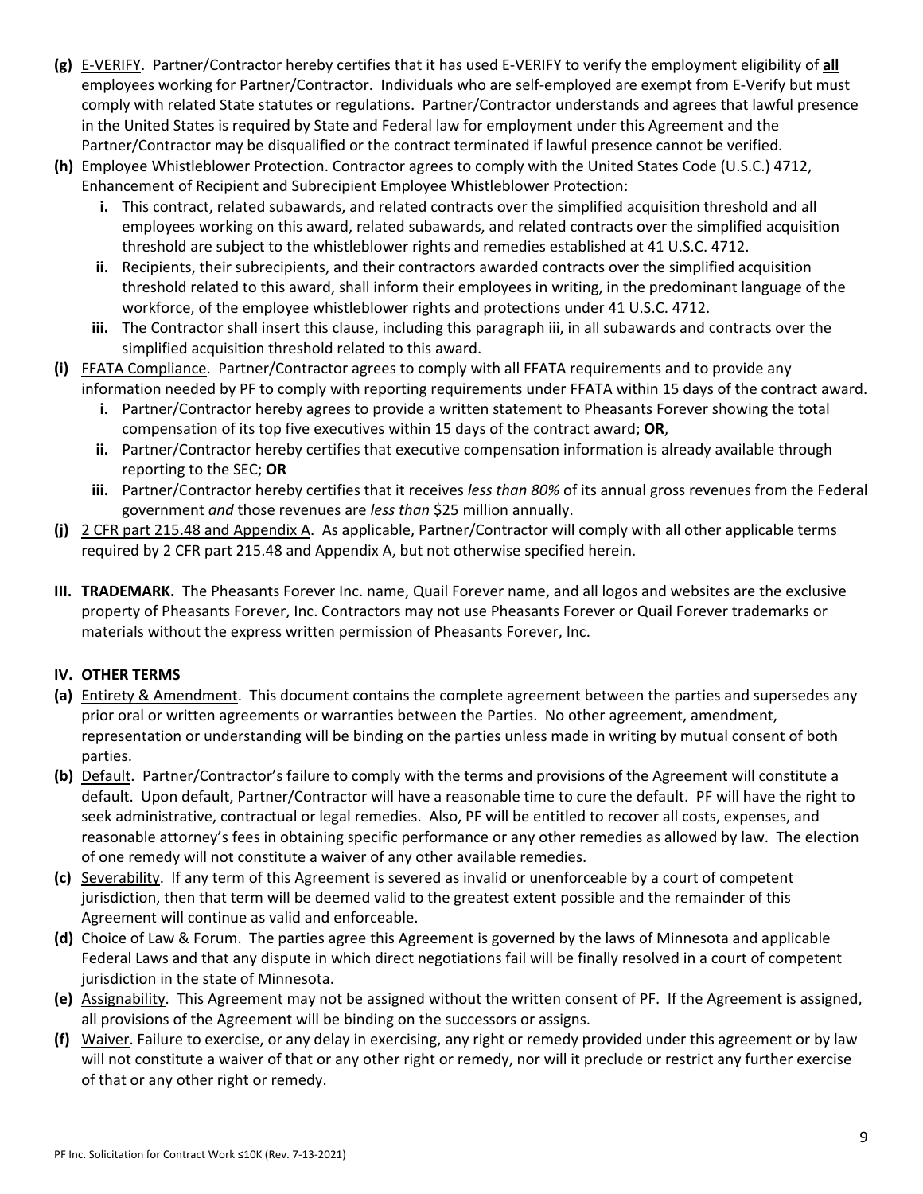**(g)** <u>E-VERIFY</u>. Partner/Contractor hereby certifies that it has used E-VERIFY to verify the employment eligibility of **<u>all</u>** employees working for Partner/Contractor. Individuals who are self-employed are exempt from E-Verify but must comply with related State statutes or regulations. Partner/Contractor understands and agrees that lawful presence in the United States is required by State and Federal law for employment under this Agreement and the Partner/Contractor may be disqualified or the contract terminated if lawful presence cannot be verified.

**(h)** <u>Employee Whistleblower Protection</u>. Contractor agrees to comply with the United States Code (U.S.C.) 4712, Enhancement of Recipient and Subrecipient Employee Whistleblower Protection:

- **i.** This contract, related subawards, and related contracts over the simplified acquisition threshold and all employees working on this award, related subawards, and related contracts over the simplified acquisition threshold are subject to the whistleblower rights and remedies established at 41 U.S.C. 4712.
- **ii.** Recipients, their subrecipients, and their contractors awarded contracts over the simplified acquisition threshold related to this award, shall inform their employees in writing, in the predominant language of the workforce, of the employee whistleblower rights and protections under 41 U.S.C. 4712.
- **iii.** The Contractor shall insert this clause, including this paragraph iii, in all subawards and contracts over the simplified acquisition threshold related to this award.

**(i)** <u>FFATA Compliance</u>. Partner/Contractor agrees to comply with all FFATA requirements and to provide any information needed by PF to comply with reporting requirements under FFATA within 15 days of the contract award.

- **i.** Partner/Contractor hereby agrees to provide a written statement to Pheasants Forever showing the total compensation of its top five executives within 15 days of the contract award; **OR**,
- **ii.** Partner/Contractor hereby certifies that executive compensation information is already available through reporting to the SEC; **OR**
- **iii.** Partner/Contractor hereby certifies that it receives *less than 80%* of its annual gross revenues from the Federal government *and* those revenues are *less than* $25 million annually.

**(j)** <u>2 CFR part 215.48 and Appendix A</u>. As applicable, Partner/Contractor will comply with all other applicable terms required by 2 CFR part 215.48 and Appendix A, but not otherwise specified herein.

**III. TRADEMARK.** The Pheasants Forever Inc. name, Quail Forever name, and all logos and websites are the exclusive property of Pheasants Forever, Inc. Contractors may not use Pheasants Forever or Quail Forever trademarks or materials without the express written permission of Pheasants Forever, Inc.

**IV. OTHER TERMS**

**(a)** <u>Entirety & Amendment</u>. This document contains the complete agreement between the parties and supersedes any prior oral or written agreements or warranties between the Parties. No other agreement, amendment, representation or understanding will be binding on the parties unless made in writing by mutual consent of both parties.

**(b)** <u>Default</u>. Partner/Contractor's failure to comply with the terms and provisions of the Agreement will constitute a default. Upon default, Partner/Contractor will have a reasonable time to cure the default. PF will have the right to seek administrative, contractual or legal remedies. Also, PF will be entitled to recover all costs, expenses, and reasonable attorney's fees in obtaining specific performance or any other remedies as allowed by law. The election of one remedy will not constitute a waiver of any other available remedies.

**(c)** <u>Severability</u>. If any term of this Agreement is severed as invalid or unenforceable by a court of competent jurisdiction, then that term will be deemed valid to the greatest extent possible and the remainder of this Agreement will continue as valid and enforceable.

**(d)** <u>Choice of Law & Forum</u>. The parties agree this Agreement is governed by the laws of Minnesota and applicable Federal Laws and that any dispute in which direct negotiations fail will be finally resolved in a court of competent jurisdiction in the state of Minnesota.

**(e)** <u>Assignability</u>. This Agreement may not be assigned without the written consent of PF. If the Agreement is assigned, all provisions of the Agreement will be binding on the successors or assigns.

**(f)** <u>Waiver</u>. Failure to exercise, or any delay in exercising, any right or remedy provided under this agreement or by law will not constitute a waiver of that or any other right or remedy, nor will it preclude or restrict any further exercise of that or any other right or remedy.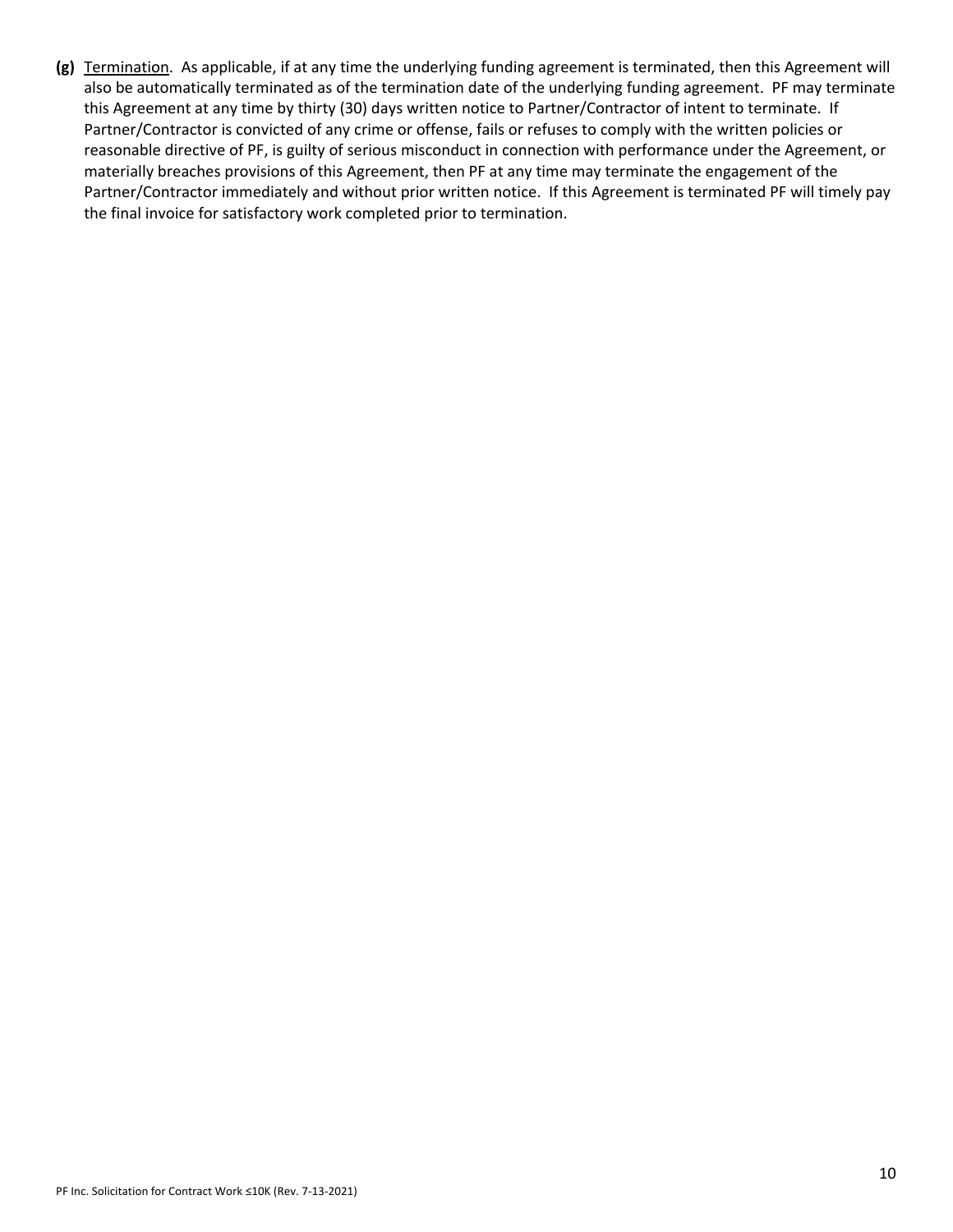**(g)** Termination. As applicable, if at any time the underlying funding agreement is terminated, then this Agreement will also be automatically terminated as of the termination date of the underlying funding agreement. PF may terminate this Agreement at any time by thirty (30) days written notice to Partner/Contractor of intent to terminate. If Partner/Contractor is convicted of any crime or offense, fails or refuses to comply with the written policies or reasonable directive of PF, is guilty of serious misconduct in connection with performance under the Agreement, or materially breaches provisions of this Agreement, then PF at any time may terminate the engagement of the Partner/Contractor immediately and without prior written notice. If this Agreement is terminated PF will timely pay the final invoice for satisfactory work completed prior to termination.